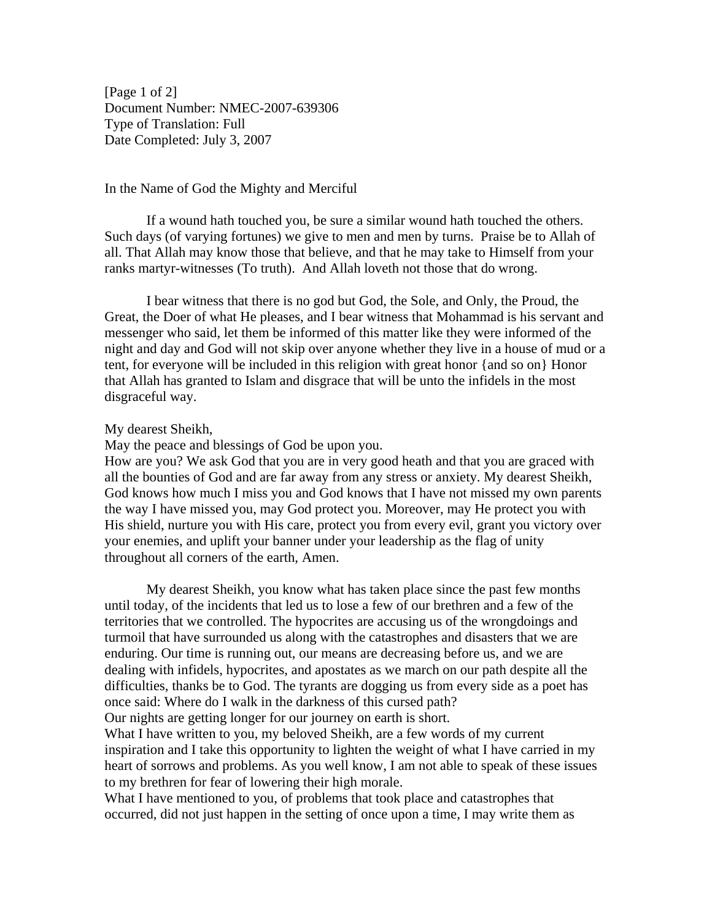Document Number: NMEC-2007-639306
Type of Translation: Full
Date Completed: July 3, 2007

In the Name of God the Mighty and Merciful

If a wound hath touched you, be sure a similar wound hath touched the others. Such days (of varying fortunes) we give to men and men by turns. Praise be to Allah of all. That Allah may know those that believe, and that he may take to Himself from your ranks martyr-witnesses (To truth). And Allah loveth not those that do wrong.

I bear witness that there is no god but God, the Sole, and Only, the Proud, the Great, the Doer of what He pleases, and I bear witness that Mohammad is his servant and messenger who said, let them be informed of this matter like they were informed of the night and day and God will not skip over anyone whether they live in a house of mud or a tent, for everyone will be included in this religion with great honor {and so on} Honor that Allah has granted to Islam and disgrace that will be unto the infidels in the most disgraceful way.

My dearest Sheikh,
May the peace and blessings of God be upon you.
How are you? We ask God that you are in very good heath and that you are graced with all the bounties of God and are far away from any stress or anxiety. My dearest Sheikh, God knows how much I miss you and God knows that I have not missed my own parents the way I have missed you, may God protect you. Moreover, may He protect you with His shield, nurture you with His care, protect you from every evil, grant you victory over your enemies, and uplift your banner under your leadership as the flag of unity throughout all corners of the earth, Amen.

My dearest Sheikh, you know what has taken place since the past few months until today, of the incidents that led us to lose a few of our brethren and a few of the territories that we controlled. The hypocrites are accusing us of the wrongdoings and turmoil that have surrounded us along with the catastrophes and disasters that we are enduring. Our time is running out, our means are decreasing before us, and we are dealing with infidels, hypocrites, and apostates as we march on our path despite all the difficulties, thanks be to God. The tyrants are dogging us from every side as a poet has once said: Where do I walk in the darkness of this cursed path?
Our nights are getting longer for our journey on earth is short.
What I have written to you, my beloved Sheikh, are a few words of my current inspiration and I take this opportunity to lighten the weight of what I have carried in my heart of sorrows and problems. As you well know, I am not able to speak of these issues to my brethren for fear of lowering their high morale.
What I have mentioned to you, of problems that took place and catastrophes that occurred, did not just happen in the setting of once upon a time, I may write them as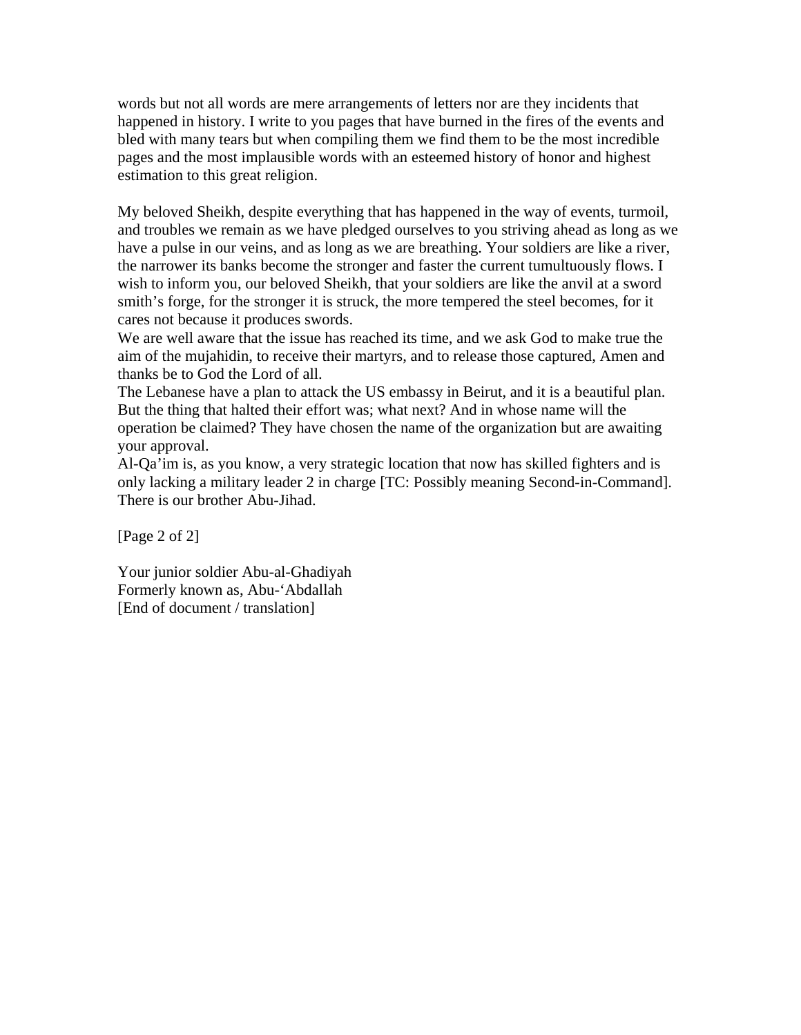words but not all words are mere arrangements of letters nor are they incidents that happened in history. I write to you pages that have burned in the fires of the events and bled with many tears but when compiling them we find them to be the most incredible pages and the most implausible words with an esteemed history of honor and highest estimation to this great religion.

My beloved Sheikh, despite everything that has happened in the way of events, turmoil, and troubles we remain as we have pledged ourselves to you striving ahead as long as we have a pulse in our veins, and as long as we are breathing. Your soldiers are like a river, the narrower its banks become the stronger and faster the current tumultuously flows. I wish to inform you, our beloved Sheikh, that your soldiers are like the anvil at a sword smith's forge, for the stronger it is struck, the more tempered the steel becomes, for it cares not because it produces swords.
We are well aware that the issue has reached its time, and we ask God to make true the aim of the mujahidin, to receive their martyrs, and to release those captured, Amen and thanks be to God the Lord of all.
The Lebanese have a plan to attack the US embassy in Beirut, and it is a beautiful plan. But the thing that halted their effort was; what next? And in whose name will the operation be claimed? They have chosen the name of the organization but are awaiting your approval.
Al-Qa'im is, as you know, a very strategic location that now has skilled fighters and is only lacking a military leader 2 in charge [TC: Possibly meaning Second-in-Command]. There is our brother Abu-Jihad.

[Page 2 of 2]

Your junior soldier Abu-al-Ghadiyah
Formerly known as, Abu-'Abdallah
[End of document / translation]